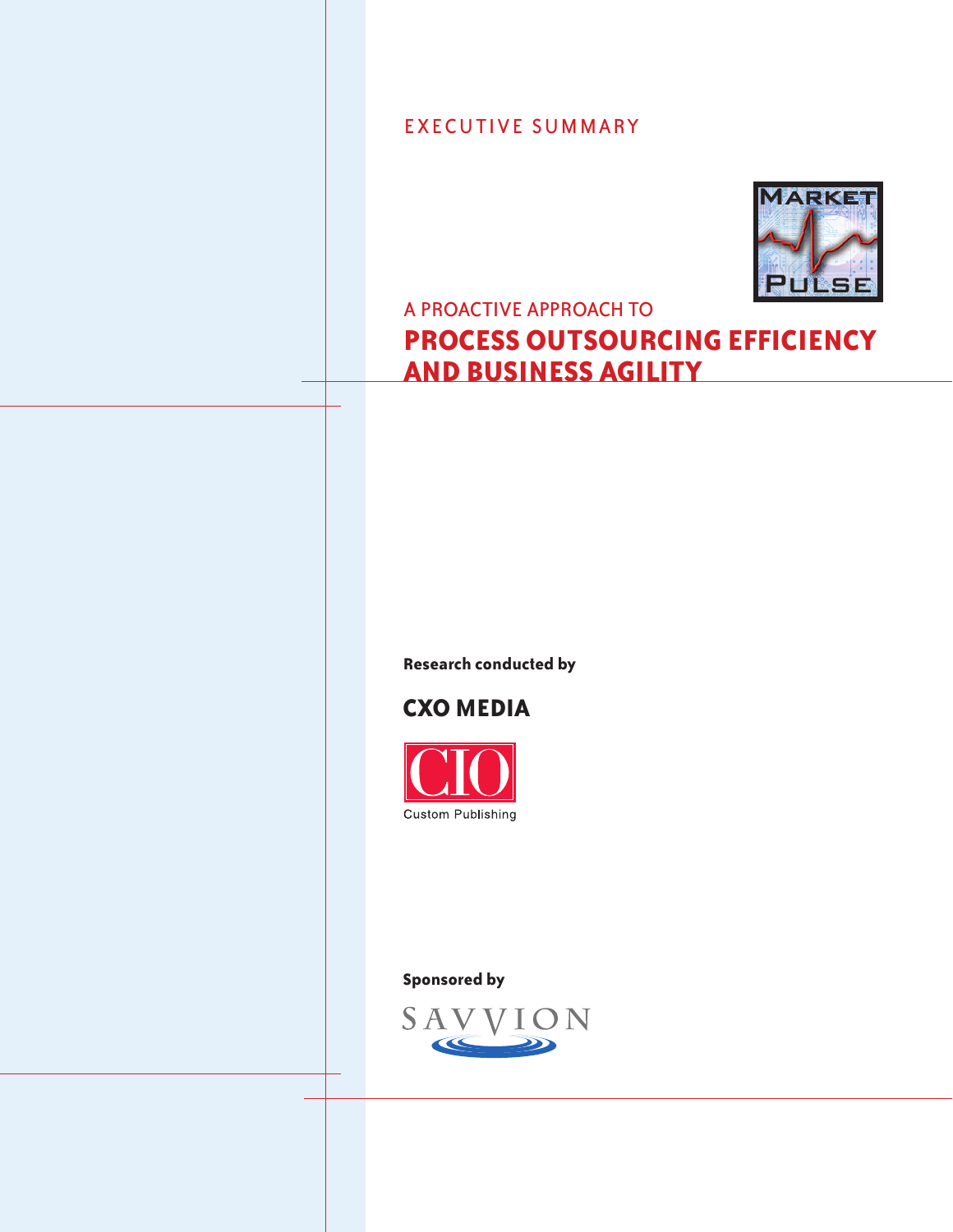EXECUTIVE SUMMARY

MARKET PULSE

A PROACTIVE APPROACH TO

# PROCESS OUTSOURCING EFFICIENCY AND BUSINESS AGILITY

**Research conducted by**

**CXO MEDIA**

CIO Custom Publishing

**Sponsored by**

SAVVION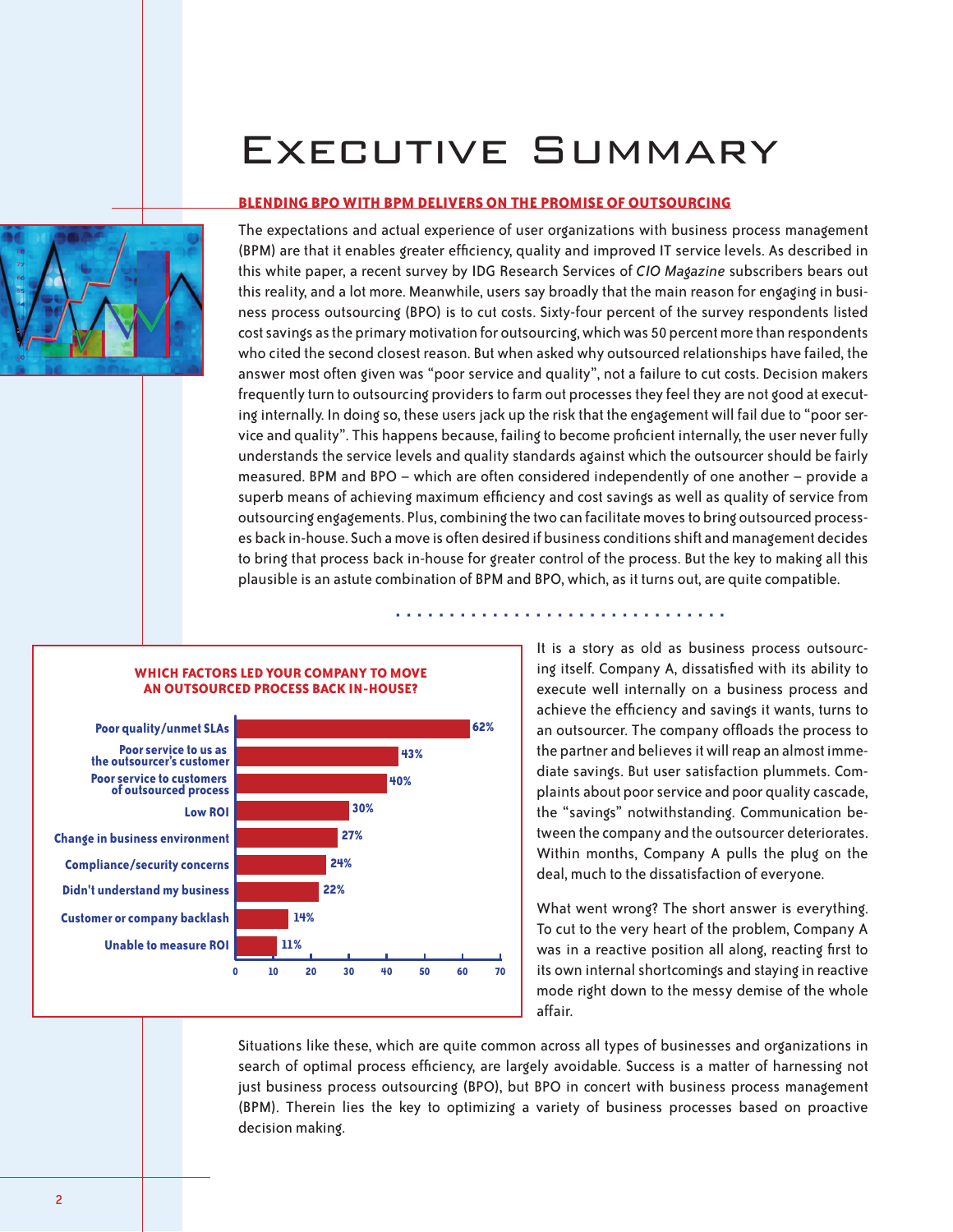# Executive Summary

**BLENDING BPO WITH BPM DELIVERS ON THE PROMISE OF OUTSOURCING**

The expectations and actual experience of user organizations with business process management (BPM) are that it enables greater efficiency, quality and improved IT service levels. As described in this white paper, a recent survey by IDG Research Services of *CIO Magazine* subscribers bears out this reality, and a lot more. Meanwhile, users say broadly that the main reason for engaging in business process outsourcing (BPO) is to cut costs. Sixty-four percent of the survey respondents listed cost savings as the primary motivation for outsourcing, which was 50 percent more than respondents who cited the second closest reason. But when asked why outsourced relationships have failed, the answer most often given was "poor service and quality", not a failure to cut costs. Decision makers frequently turn to outsourcing providers to farm out processes they feel they are not good at executing internally. In doing so, these users jack up the risk that the engagement will fail due to "poor service and quality". This happens because, failing to become proficient internally, the user never fully understands the service levels and quality standards against which the outsourcer should be fairly measured. BPM and BPO – which are often considered independently of one another – provide a superb means of achieving maximum efficiency and cost savings as well as quality of service from outsourcing engagements. Plus, combining the two can facilitate moves to bring outsourced processes back in-house. Such a move is often desired if business conditions shift and management decides to bring that process back in-house for greater control of the process. But the key to making all this plausible is an astute combination of BPM and BPO, which, as it turns out, are quite compatible.

**WHICH FACTORS LED YOUR COMPANY TO MOVE AN OUTSOURCED PROCESS BACK IN-HOUSE?**

| Factor | Percent |
|---|---|
| Poor quality/unmet SLAs | 62% |
| Poor service to us as the outsourcer's customer | 43% |
| Poor service to customers of outsourced process | 40% |
| Low ROI | 30% |
| Change in business environment | 27% |
| Compliance/security concerns | 24% |
| Didn't understand my business | 22% |
| Customer or company backlash | 14% |
| Unable to measure ROI | 11% |

It is a story as old as business process outsourcing itself. Company A, dissatisfied with its ability to execute well internally on a business process and achieve the efficiency and savings it wants, turns to an outsourcer. The company offloads the process to the partner and believes it will reap an almost immediate savings. But user satisfaction plummets. Complaints about poor service and poor quality cascade, the "savings" notwithstanding. Communication between the company and the outsourcer deteriorates. Within months, Company A pulls the plug on the deal, much to the dissatisfaction of everyone.

What went wrong? The short answer is everything. To cut to the very heart of the problem, Company A was in a reactive position all along, reacting first to its own internal shortcomings and staying in reactive mode right down to the messy demise of the whole affair.

Situations like these, which are quite common across all types of businesses and organizations in search of optimal process efficiency, are largely avoidable. Success is a matter of harnessing not just business process outsourcing (BPO), but BPO in concert with business process management (BPM). Therein lies the key to optimizing a variety of business processes based on proactive decision making.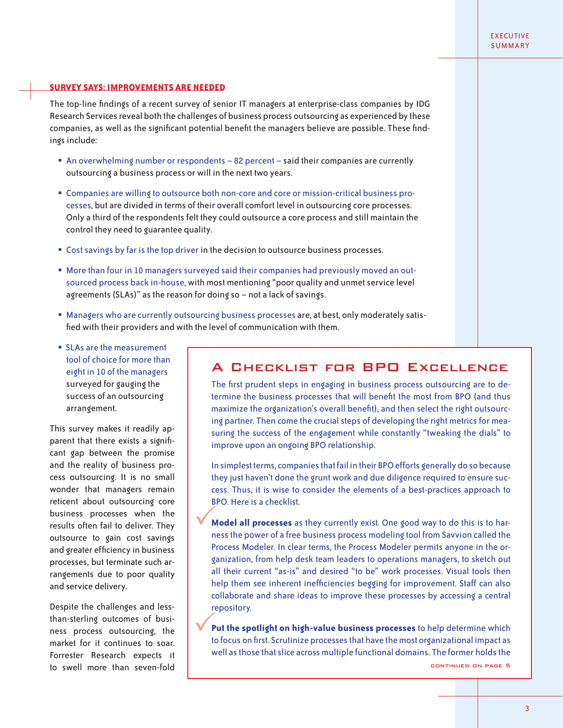## SURVEY SAYS: IMPROVEMENTS ARE NEEDED

The top-line findings of a recent survey of senior IT managers at enterprise-class companies by IDG Research Services reveal both the challenges of business process outsourcing as experienced by these companies, as well as the significant potential benefit the managers believe are possible. These findings include:

- An overwhelming number or respondents – 82 percent – said their companies are currently outsourcing a business process or will in the next two years.
- Companies are willing to outsource both non-core and core or mission-critical business processes, but are divided in terms of their overall comfort level in outsourcing core processes. Only a third of the respondents felt they could outsource a core process and still maintain the control they need to guarantee quality.
- Cost savings by far is the top driver in the decision to outsource business processes.
- More than four in 10 managers surveyed said their companies had previously moved an outsourced process back in-house, with most mentioning "poor quality and unmet service level agreements (SLAs)" as the reason for doing so – not a lack of savings.
- Managers who are currently outsourcing business processes are, at best, only moderately satisfied with their providers and with the level of communication with them.
- SLAs are the measurement tool of choice for more than eight in 10 of the managers surveyed for gauging the success of an outsourcing arrangement.

This survey makes it readily apparent that there exists a significant gap between the promise and the reality of business process outsourcing. It is no small wonder that managers remain reticent about outsourcing core business processes when the results often fail to deliver. They outsource to gain cost savings and greater efficiency in business processes, but terminate such arrangements due to poor quality and service delivery.

Despite the challenges and less-than-sterling outcomes of business process outsourcing, the market for it continues to soar. Forrester Research expects it to swell more than seven-fold

## A Checklist for BPO Excellence

The first prudent steps in engaging in business process outsourcing are to determine the business processes that will benefit the most from BPO (and thus maximize the organization's overall benefit), and then select the right outsourcing partner. Then come the crucial steps of developing the right metrics for measuring the success of the engagement while constantly "tweaking the dials" to improve upon an ongoing BPO relationship.

In simplest terms, companies that fail in their BPO efforts generally do so because they just haven't done the grunt work and due diligence required to ensure success. Thus, it is wise to consider the elements of a best-practices approach to BPO. Here is a checklist.

✓ **Model all processes** as they currently exist. One good way to do this is to harness the power of a free business process modeling tool from Savvion called the Process Modeler. In clear terms, the Process Modeler permits anyone in the organization, from help desk team leaders to operations managers, to sketch out all their current "as-is" and desired "to be" work processes. Visual tools then help them see inherent inefficiencies begging for improvement. Staff can also collaborate and share ideas to improve these processes by accessing a central repository.

✓ **Put the spotlight on high-value business processes** to help determine which to focus on first. Scrutinize processes that have the most organizational impact as well as those that slice across multiple functional domains. The former holds the

continued on page 5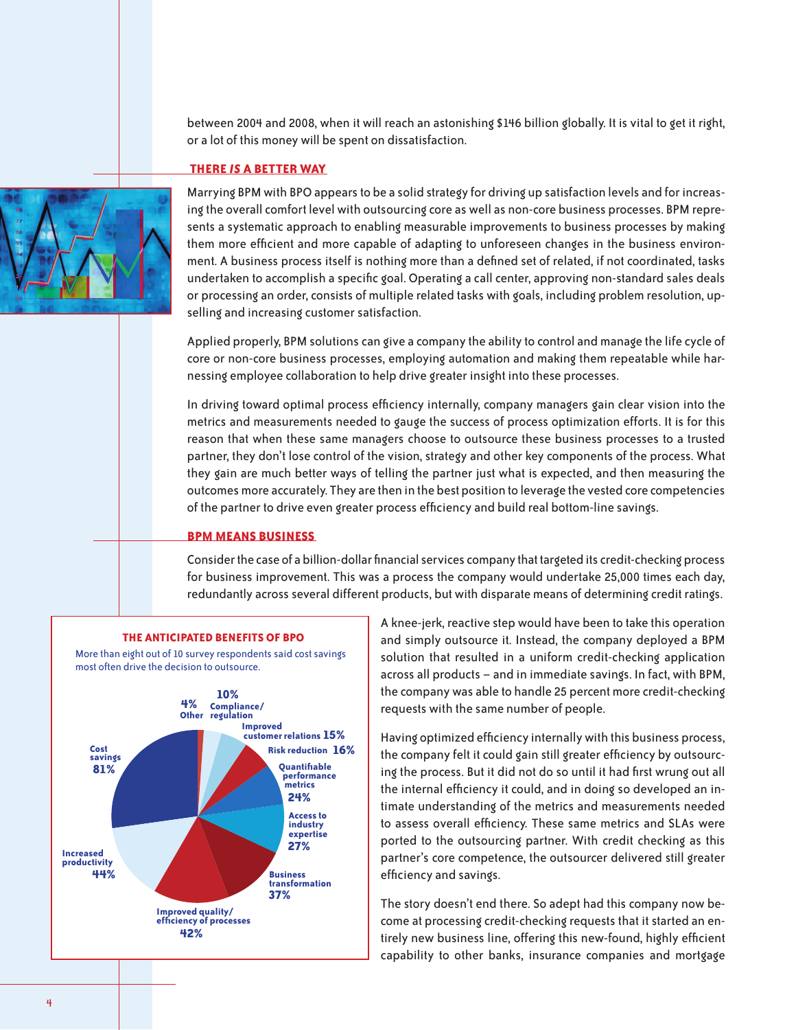between 2004 and 2008, when it will reach an astonishing $146 billion globally. It is vital to get it right, or a lot of this money will be spent on dissatisfaction.

## THERE *IS* A BETTER WAY

Marrying BPM with BPO appears to be a solid strategy for driving up satisfaction levels and for increasing the overall comfort level with outsourcing core as well as non-core business processes. BPM represents a systematic approach to enabling measurable improvements to business processes by making them more efficient and more capable of adapting to unforeseen changes in the business environment. A business process itself is nothing more than a defined set of related, if not coordinated, tasks undertaken to accomplish a specific goal. Operating a call center, approving non-standard sales deals or processing an order, consists of multiple related tasks with goals, including problem resolution, upselling and increasing customer satisfaction.

Applied properly, BPM solutions can give a company the ability to control and manage the life cycle of core or non-core business processes, employing automation and making them repeatable while harnessing employee collaboration to help drive greater insight into these processes.

In driving toward optimal process efficiency internally, company managers gain clear vision into the metrics and measurements needed to gauge the success of process optimization efforts. It is for this reason that when these same managers choose to outsource these business processes to a trusted partner, they don't lose control of the vision, strategy and other key components of the process. What they gain are much better ways of telling the partner just what is expected, and then measuring the outcomes more accurately. They are then in the best position to leverage the vested core competencies of the partner to drive even greater process efficiency and build real bottom-line savings.

## BPM MEANS BUSINESS

Consider the case of a billion-dollar financial services company that targeted its credit-checking process for business improvement. This was a process the company would undertake 25,000 times each day, redundantly across several different products, but with disparate means of determining credit ratings.

**THE ANTICIPATED BENEFITS OF BPO**

More than eight out of 10 survey respondents said cost savings most often drive the decision to outsource.

| Benefit | Percentage |
| --- | --- |
| Cost savings | 81% |
| Increased productivity | 44% |
| Improved quality/efficiency of processes | 42% |
| Business transformation | 37% |
| Access to industry expertise | 27% |
| Quantifiable performance metrics | 24% |
| Risk reduction | 16% |
| Improved customer relations | 15% |
| Compliance/regulation | 10% |
| Other | 4% |

A knee-jerk, reactive step would have been to take this operation and simply outsource it. Instead, the company deployed a BPM solution that resulted in a uniform credit-checking application across all products – and in immediate savings. In fact, with BPM, the company was able to handle 25 percent more credit-checking requests with the same number of people.

Having optimized efficiency internally with this business process, the company felt it could gain still greater efficiency by outsourcing the process. But it did not do so until it had first wrung out all the internal efficiency it could, and in doing so developed an intimate understanding of the metrics and measurements needed to assess overall efficiency. These same metrics and SLAs were ported to the outsourcing partner. With credit checking as this partner's core competence, the outsourcer delivered still greater efficiency and savings.

The story doesn't end there. So adept had this company now become at processing credit-checking requests that it started an entirely new business line, offering this new-found, highly efficient capability to other banks, insurance companies and mortgage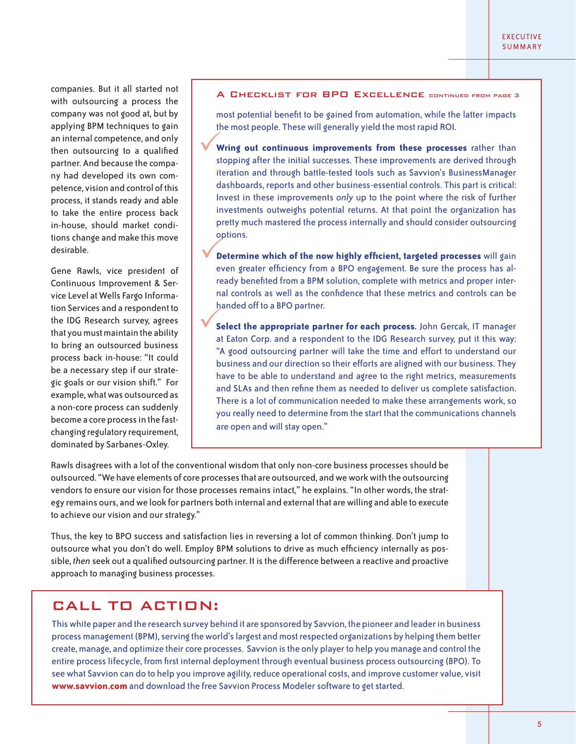companies. But it all started not with outsourcing a process the company was not good at, but by applying BPM techniques to gain an internal competence, and only then outsourcing to a qualified partner. And because the company had developed its own competence, vision and control of this process, it stands ready and able to take the entire process back in-house, should market conditions change and make this move desirable.

Gene Rawls, vice president of Continuous Improvement & Service Level at Wells Fargo Information Services and a respondent to the IDG Research survey, agrees that you must maintain the ability to bring an outsourced business process back in-house: "It could be a necessary step if our strategic goals or our vision shift." For example, what was outsourced as a non-core process can suddenly become a core process in the fast-changing regulatory requirement, dominated by Sarbanes-Oxley.

### A Checklist for BPO Excellence continued from page 3

most potential benefit to be gained from automation, while the latter impacts the most people. These will generally yield the most rapid ROI.

- **Wring out continuous improvements from these processes** rather than stopping after the initial successes. These improvements are derived through iteration and through battle-tested tools such as Savvion's BusinessManager dashboards, reports and other business-essential controls. This part is critical: Invest in these improvements *only* up to the point where the risk of further investments outweighs potential returns. At that point the organization has pretty much mastered the process internally and should consider outsourcing options.
- **Determine which of the now highly efficient, targeted processes** will gain even greater efficiency from a BPO engagement. Be sure the process has already benefited from a BPM solution, complete with metrics and proper internal controls as well as the confidence that these metrics and controls can be handed off to a BPO partner.
- **Select the appropriate partner for each process.** John Gercak, IT manager at Eaton Corp. and a respondent to the IDG Research survey, put it this way: "A good outsourcing partner will take the time and effort to understand our business and our direction so their efforts are aligned with our business. They have to be able to understand and agree to the right metrics, measurements and SLAs and then refine them as needed to deliver us complete satisfaction. There is a lot of communication needed to make these arrangements work, so you really need to determine from the start that the communications channels are open and will stay open."

Rawls disagrees with a lot of the conventional wisdom that only non-core business processes should be outsourced. "We have elements of core processes that are outsourced, and we work with the outsourcing vendors to ensure our vision for those processes remains intact," he explains. "In other words, the strategy remains ours, and we look for partners both internal and external that are willing and able to execute to achieve our vision and our strategy."

Thus, the key to BPO success and satisfaction lies in reversing a lot of common thinking. Don't jump to outsource what you don't do well. Employ BPM solutions to drive as much efficiency internally as possible, *then* seek out a qualified outsourcing partner. It is the difference between a reactive and proactive approach to managing business processes.

## CALL TO ACTION:

This white paper and the research survey behind it are sponsored by Savvion, the pioneer and leader in business process management (BPM), serving the world's largest and most respected organizations by helping them better create, manage, and optimize their core processes. Savvion is the only player to help you manage and control the entire process lifecycle, from first internal deployment through eventual business process outsourcing (BPO). To see what Savvion can do to help you improve agility, reduce operational costs, and improve customer value, visit **www.savvion.com** and download the free Savvion Process Modeler software to get started.